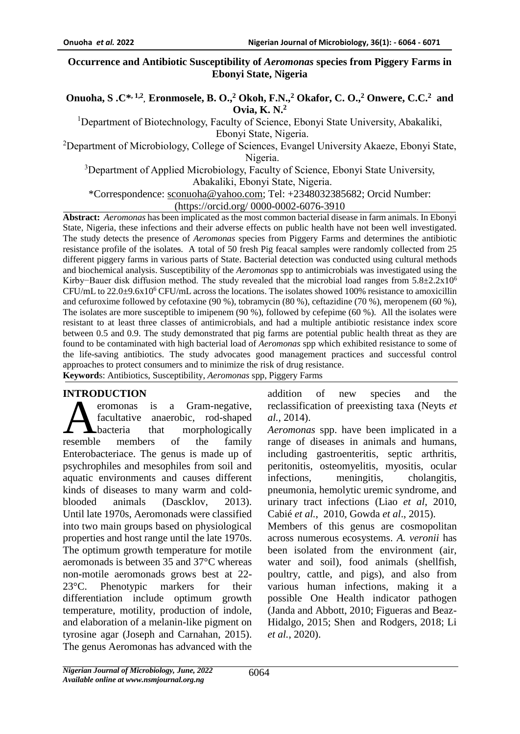# Occurrence and Antibiotic Susceptibility of *Aeromonas* species from Piggery Farms in Ebonyi State, Nigeria

**Onuoha, S .C*[1,2], Eronmosele, B. O.,[2] Okoh, F.N.,[2] Okafor, C. O.,[2] Onwere, C.C.[2] and Ovia, K. N.[2]**

[1]Department of Biotechnology, Faculty of Science, Ebonyi State University, Abakaliki, Ebonyi State, Nigeria.

[2]Department of Microbiology, College of Sciences, Evangel University Akaeze, Ebonyi State, Nigeria.

[3]Department of Applied Microbiology, Faculty of Science, Ebonyi State University, Abakaliki, Ebonyi State, Nigeria.

*Correspondence: sconuoha@yahoo.com; Tel: +2348032385682; Orcid Number: (https://orcid.org/ 0000-0002-6076-3910

**Abstract:** *Aeromonas* has been implicated as the most common bacterial disease in farm animals. In Ebonyi State, Nigeria, these infections and their adverse effects on public health have not been well investigated. The study detects the presence of *Aeromonas* species from Piggery Farms and determines the antibiotic resistance profile of the isolates. A total of 50 fresh Pig feacal samples were randomly collected from 25 different piggery farms in various parts of State. Bacterial detection was conducted using cultural methods and biochemical analysis. Susceptibility of the *Aeromonas* spp to antimicrobials was investigated using the Kirby−Bauer disk diffusion method. The study revealed that the microbial load ranges from $5.8\pm2.2\text{x}10^6$ CFU/mL to $22.0\pm9.6\text{x}10^6$ CFU/mL across the locations. The isolates showed 100% resistance to amoxicillin and cefuroxime followed by cefotaxine (90 %), tobramycin (80 %), ceftazidine (70 %), meropenem (60 %), The isolates are more susceptible to imipenem (90 %), followed by cefepime (60 %). All the isolates were resistant to at least three classes of antimicrobials, and had a multiple antibiotic resistance index score between 0.5 and 0.9. The study demonstrated that pig farms are potential public health threat as they are found to be contaminated with high bacterial load of *Aeromonas* spp which exhibited resistance to some of the life-saving antibiotics. The study advocates good management practices and successful control approaches to protect consumers and to minimize the risk of drug resistance.

**Keywords**: Antibiotics, Susceptibility, *Aeromonas* spp, Piggery Farms

## INTRODUCTION

Aeromonas is a Gram-negative, facultative anaerobic, rod-shaped bacteria that morphologically resemble members of the family Enterobacteriace. The genus is made up of psychrophiles and mesophiles from soil and aquatic environments and causes different kinds of diseases to many warm and cold-blooded animals (Dascklov, 2013). Until late 1970s, Aeromonads were classified into two main groups based on physiological properties and host range until the late 1970s. The optimum growth temperature for motile aeromonads is between 35 and 37°C whereas non-motile aeromonads grows best at 22-23°C. Phenotypic markers for their differentiation include optimum growth temperature, motility, production of indole, and elaboration of a melanin-like pigment on tyrosine agar (Joseph and Carnahan, 2015). The genus Aeromonas has advanced with the addition of new species and the reclassification of preexisting taxa (Neyts *et al.*, 2014).

*Aeromonas* spp. have been implicated in a range of diseases in animals and humans, including gastroenteritis, septic arthritis, peritonitis, osteomyelitis, myositis, ocular infections, meningitis, cholangitis, pneumonia, hemolytic uremic syndrome, and urinary tract infections (Liao *et al*, 2010, Cabié *et al.*, 2010, Gowda *et al*., 2015).

Members of this genus are cosmopolitan across numerous ecosystems. *A. veronii* has been isolated from the environment (air, water and soil), food animals (shellfish, poultry, cattle, and pigs), and also from various human infections, making it a possible One Health indicator pathogen (Janda and Abbott, 2010; Figueras and Beaz-Hidalgo, 2015; Shen and Rodgers, 2018; Li *et al.*, 2020).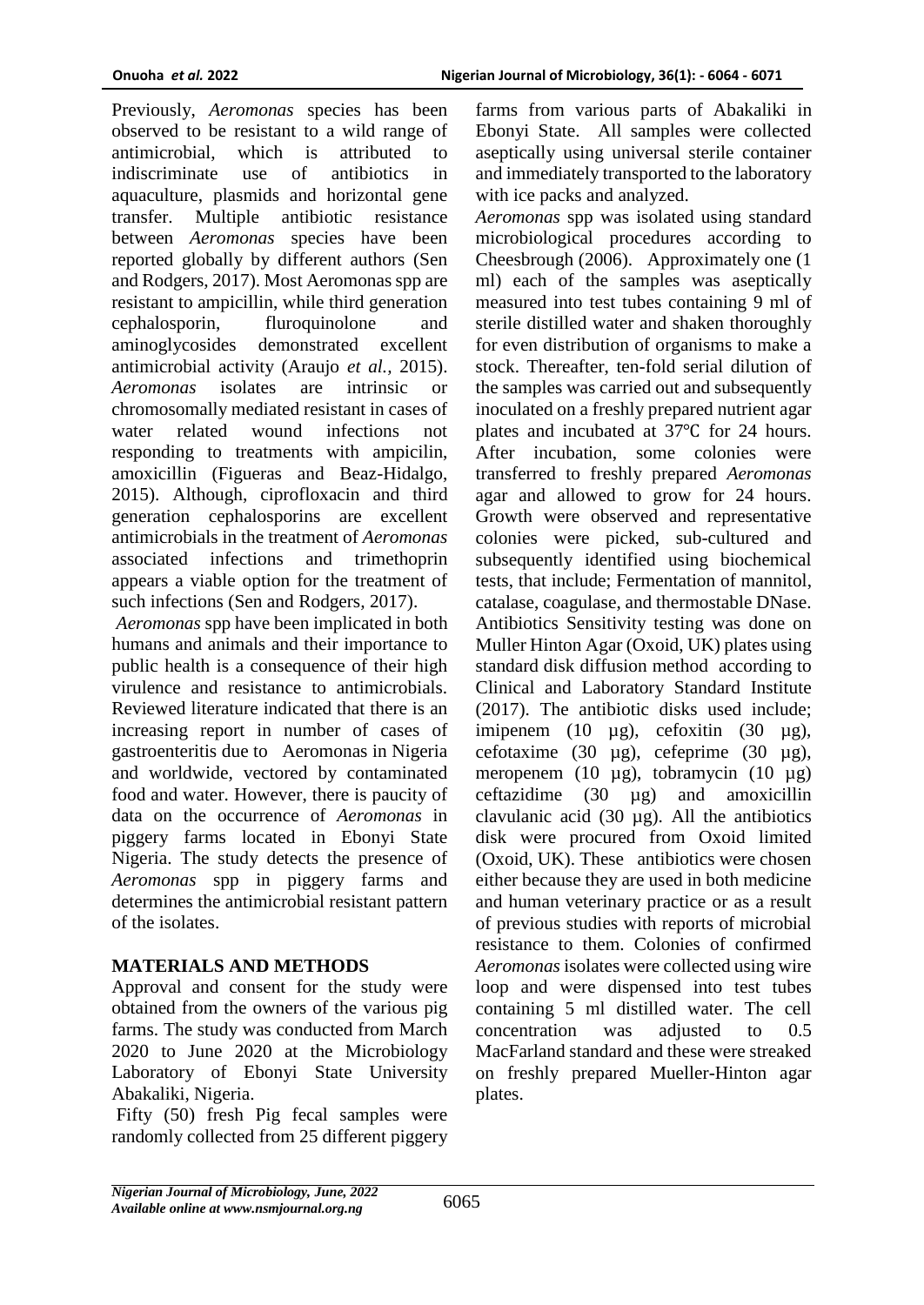Previously, *Aeromonas* species has been observed to be resistant to a wild range of antimicrobial, which is attributed to indiscriminate use of antibiotics in aquaculture, plasmids and horizontal gene transfer. Multiple antibiotic resistance between *Aeromonas* species have been reported globally by different authors (Sen and Rodgers, 2017). Most Aeromonas spp are resistant to ampicillin, while third generation cephalosporin, fluroquinolone and aminoglycosides demonstrated excellent antimicrobial activity (Araujo *et al.,* 2015). *Aeromonas* isolates are intrinsic or chromosomally mediated resistant in cases of water related wound infections not responding to treatments with ampicilin, amoxicillin (Figueras and Beaz-Hidalgo, 2015). Although, ciprofloxacin and third generation cephalosporins are excellent antimicrobials in the treatment of *Aeromonas* associated infections and trimethoprin appears a viable option for the treatment of such infections (Sen and Rodgers, 2017).

*Aeromonas* spp have been implicated in both humans and animals and their importance to public health is a consequence of their high virulence and resistance to antimicrobials. Reviewed literature indicated that there is an increasing report in number of cases of gastroenteritis due to Aeromonas in Nigeria and worldwide, vectored by contaminated food and water. However, there is paucity of data on the occurrence of *Aeromonas* in piggery farms located in Ebonyi State Nigeria. The study detects the presence of *Aeromonas* spp in piggery farms and determines the antimicrobial resistant pattern of the isolates.

## MATERIALS AND METHODS

Approval and consent for the study were obtained from the owners of the various pig farms. The study was conducted from March 2020 to June 2020 at the Microbiology Laboratory of Ebonyi State University Abakaliki, Nigeria.

Fifty (50) fresh Pig fecal samples were randomly collected from 25 different piggery farms from various parts of Abakaliki in Ebonyi State. All samples were collected aseptically using universal sterile container and immediately transported to the laboratory with ice packs and analyzed.

*Aeromonas* spp was isolated using standard microbiological procedures according to Cheesbrough (2006). Approximately one (1 ml) each of the samples was aseptically measured into test tubes containing 9 ml of sterile distilled water and shaken thoroughly for even distribution of organisms to make a stock. Thereafter, ten-fold serial dilution of the samples was carried out and subsequently inoculated on a freshly prepared nutrient agar plates and incubated at 37℃ for 24 hours. After incubation, some colonies were transferred to freshly prepared *Aeromonas* agar and allowed to grow for 24 hours. Growth were observed and representative colonies were picked, sub-cultured and subsequently identified using biochemical tests, that include; Fermentation of mannitol, catalase, coagulase, and thermostable DNase. Antibiotics Sensitivity testing was done on Muller Hinton Agar (Oxoid, UK) plates using standard disk diffusion method according to Clinical and Laboratory Standard Institute (2017). The antibiotic disks used include; imipenem (10 µg), cefoxitin (30 µg), cefotaxime (30 µg), cefeprime (30 µg), meropenem (10 µg), tobramycin (10 µg) ceftazidime (30 µg) and amoxicillin clavulanic acid (30 µg). All the antibiotics disk were procured from Oxoid limited (Oxoid, UK). These antibiotics were chosen either because they are used in both medicine and human veterinary practice or as a result of previous studies with reports of microbial resistance to them. Colonies of confirmed *Aeromonas* isolates were collected using wire loop and were dispensed into test tubes containing 5 ml distilled water. The cell concentration was adjusted to 0.5 MacFarland standard and these were streaked on freshly prepared Mueller-Hinton agar plates.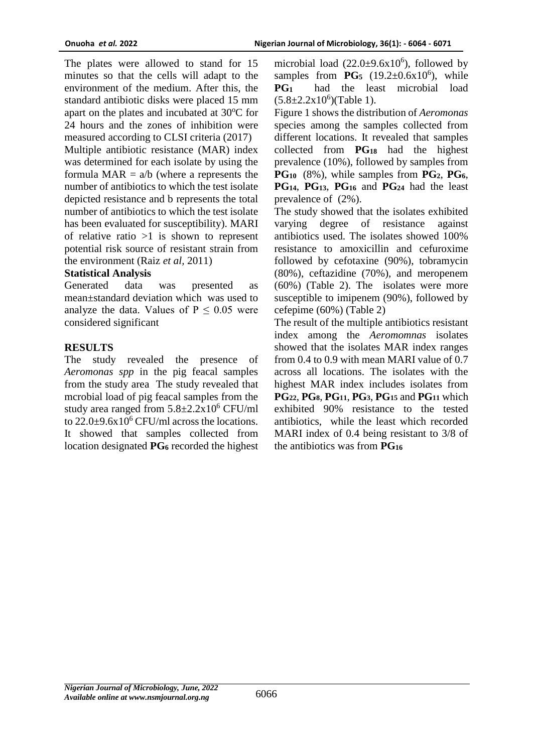The plates were allowed to stand for 15 minutes so that the cells will adapt to the environment of the medium. After this, the standard antibiotic disks were placed 15 mm apart on the plates and incubated at 30$^oC$ for 24 hours and the zones of inhibition were measured according to CLSI criteria (2017)

Multiple antibiotic resistance (MAR) index was determined for each isolate by using the formula MAR = a/b (where a represents the number of antibiotics to which the test isolate depicted resistance and b represents the total number of antibiotics to which the test isolate has been evaluated for susceptibility). MARI of relative ratio >1 is shown to represent potential risk source of resistant strain from the environment (Raiz *et al*, 2011)

**Statistical Analysis**

Generated data was presented as mean±standard deviation which was used to analyze the data. Values of $P \leq 0.05$ were considered significant

**RESULTS**

The study revealed the presence of *Aeromonas spp* in the pig feacal samples from the study area The study revealed that mcrobial load of pig feacal samples from the study area ranged from $5.8\pm2.2\text{x}10^6$ CFU/ml to $22.0\pm9.6\text{x}10^6$ CFU/ml across the locations. It showed that samples collected from location designated **$PG_6$** recorded the highest microbial load ($22.0\pm9.6\text{x}10^6$), followed by samples from **$PG_5$** ($19.2\pm0.6\text{x}10^6$), while **$PG_1$** had the least microbial load ($5.8\pm2.2\text{x}10^6$)(Table 1).

Figure 1 shows the distribution of *Aeromonas* species among the samples collected from different locations. It revealed that samples collected from **$PG_{18}$** had the highest prevalence (10%), followed by samples from **$PG_{10}$** (8%), while samples from **$PG_2$**, **$PG_6$**, **$PG_{14}$**, **$PG_{13}$**, **$PG_{16}$** and **$PG_{24}$** had the least prevalence of (2%).

The study showed that the isolates exhibited varying degree of resistance against antibiotics used. The isolates showed 100% resistance to amoxicillin and cefuroxime followed by cefotaxine (90%), tobramycin (80%), ceftazidine (70%), and meropenem (60%) (Table 2). The isolates were more susceptible to imipenem (90%), followed by cefepime (60%) (Table 2)

The result of the multiple antibiotics resistant index among the *Aeromomnas* isolates showed that the isolates MAR index ranges from 0.4 to 0.9 with mean MARI value of 0.7 across all locations. The isolates with the highest MAR index includes isolates from **$PG_{22}$**, **$PG_8$**, **$PG_{11}$**, **$PG_3$**, **$PG_{15}$** and **$PG_{11}$** which exhibited 90% resistance to the tested antibiotics, while the least which recorded MARI index of 0.4 being resistant to 3/8 of the antibiotics was from **$PG_{16}$**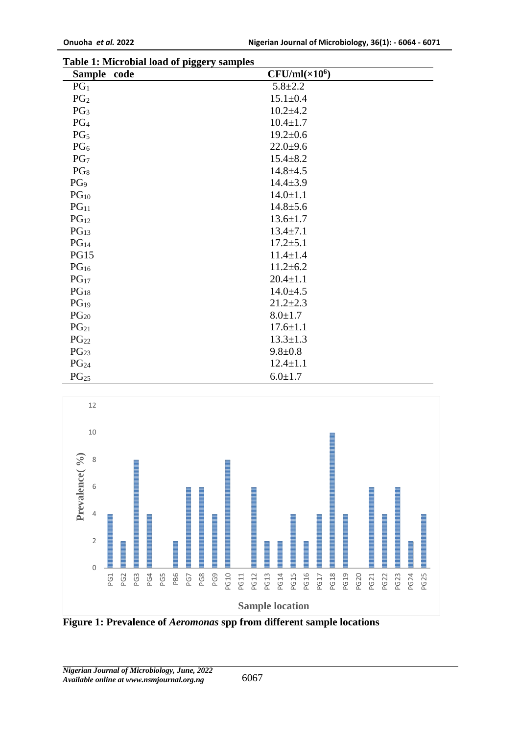**Table 1: Microbial load of piggery samples**

| Sample code | CFU/ml($\times 10^6$) |
|---|---|
| $PG_1$ | 5.8±2.2 |
| $PG_2$ | 15.1±0.4 |
| $PG_3$ | 10.2±4.2 |
| $PG_4$ | 10.4±1.7 |
| $PG_5$ | 19.2±0.6 |
| $PG_6$ | 22.0±9.6 |
| $PG_7$ | 15.4±8.2 |
| $PG_8$ | 14.8±4.5 |
| $PG_9$ | 14.4±3.9 |
| $PG_{10}$ | 14.0±1.1 |
| $PG_{11}$ | 14.8±5.6 |
| $PG_{12}$ | 13.6±1.7 |
| $PG_{13}$ | 13.4±7.1 |
| $PG_{14}$ | 17.2±5.1 |
| PG15 | 11.4±1.4 |
| $PG_{16}$ | 11.2±6.2 |
| $PG_{17}$ | 20.4±1.1 |
| $PG_{18}$ | 14.0±4.5 |
| $PG_{19}$ | 21.2±2.3 |
| $PG_{20}$ | 8.0±1.7 |
| $PG_{21}$ | 17.6±1.1 |
| $PG_{22}$ | 13.3±1.3 |
| $PG_{23}$ | 9.8±0.8 |
| $PG_{24}$ | 12.4±1.1 |
| $PG_{25}$ | 6.0±1.7 |

**Figure 1: Prevalence of *Aeromonas* spp from different sample locations**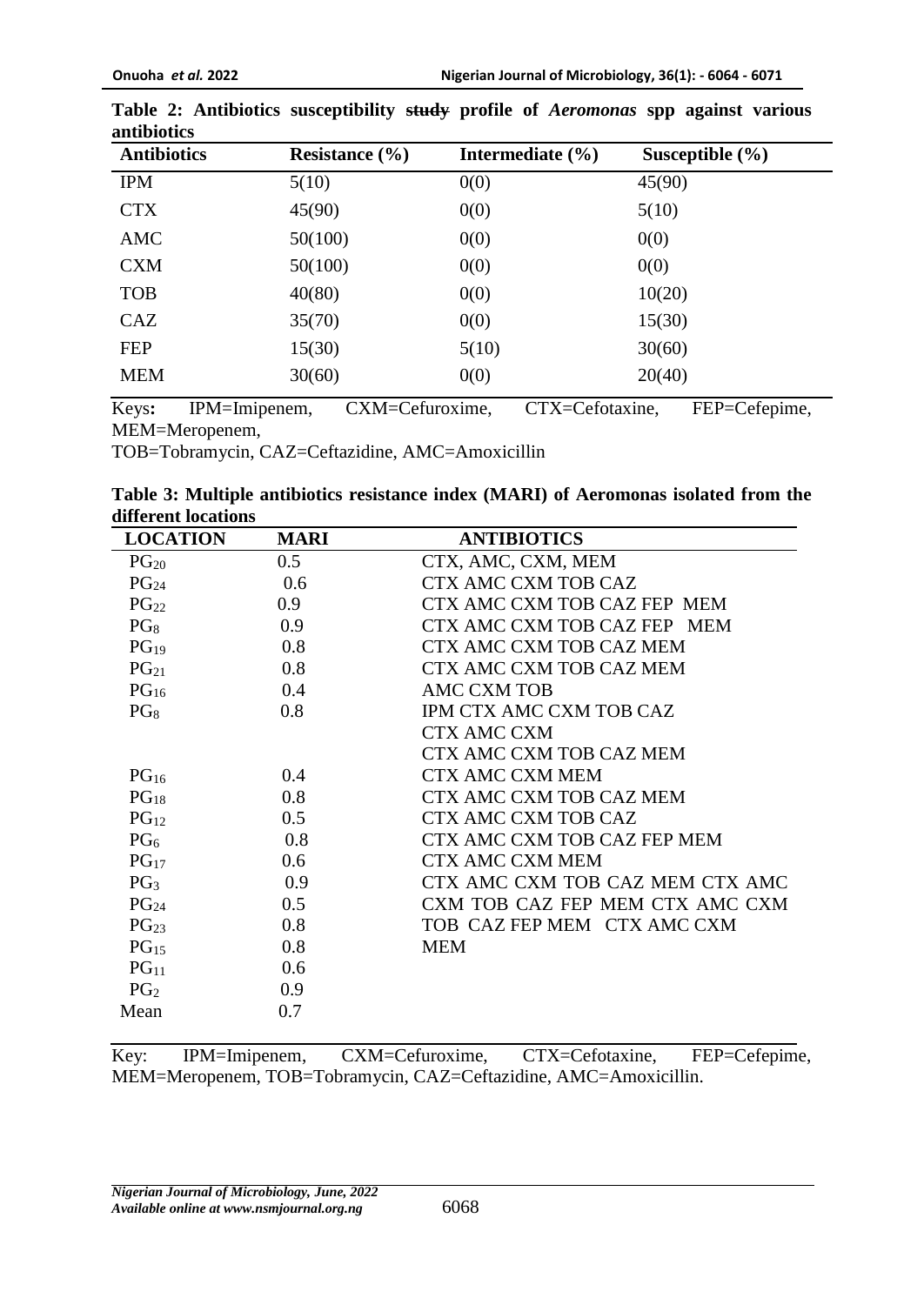**Table 2: Antibiotics susceptibility ~~study~~ profile of *Aeromonas* spp against various antibiotics**

| Antibiotics | Resistance (%) | Intermediate (%) | Susceptible (%) |
|---|---|---|---|
| IPM | 5(10) | 0(0) | 45(90) |
| CTX | 45(90) | 0(0) | 5(10) |
| AMC | 50(100) | 0(0) | 0(0) |
| CXM | 50(100) | 0(0) | 0(0) |
| TOB | 40(80) | 0(0) | 10(20) |
| CAZ | 35(70) | 0(0) | 15(30) |
| FEP | 15(30) | 5(10) | 30(60) |
| MEM | 30(60) | 0(0) | 20(40) |

Keys**:** IPM=Imipenem, CXM=Cefuroxime, CTX=Cefotaxine, FEP=Cefepime, MEM=Meropenem, TOB=Tobramycin, CAZ=Ceftazidine, AMC=Amoxicillin

**Table 3: Multiple antibiotics resistance index (MARI) of Aeromonas isolated from the different locations**

| LOCATION | MARI | ANTIBIOTICS |
|---|---|---|
| $PG_{20}$ | 0.5 | CTX, AMC, CXM, MEM |
| $PG_{24}$ | 0.6 | CTX AMC CXM TOB CAZ |
| $PG_{22}$ | 0.9 | CTX AMC CXM TOB CAZ FEP MEM |
| $PG_{8}$ | 0.9 | CTX AMC CXM TOB CAZ FEP MEM |
| $PG_{19}$ | 0.8 | CTX AMC CXM TOB CAZ MEM |
| $PG_{21}$ | 0.8 | CTX AMC CXM TOB CAZ MEM |
| $PG_{16}$ | 0.4 | AMC CXM TOB |
| $PG_{8}$ | 0.8 | IPM CTX AMC CXM TOB CAZ |
| | | CTX AMC CXM |
| | | CTX AMC CXM TOB CAZ MEM |
| $PG_{16}$ | 0.4 | CTX AMC CXM MEM |
| $PG_{18}$ | 0.8 | CTX AMC CXM TOB CAZ MEM |
| $PG_{12}$ | 0.5 | CTX AMC CXM TOB CAZ |
| $PG_{6}$ | 0.8 | CTX AMC CXM TOB CAZ FEP MEM |
| $PG_{17}$ | 0.6 | CTX AMC CXM MEM |
| $PG_{3}$ | 0.9 | CTX AMC CXM TOB CAZ MEM CTX AMC |
| $PG_{24}$ | 0.5 | CXM TOB CAZ FEP MEM CTX AMC CXM |
| $PG_{23}$ | 0.8 | TOB CAZ FEP MEM CTX AMC CXM |
| $PG_{15}$ | 0.8 | MEM |
| $PG_{11}$ | 0.6 | |
| $PG_{2}$ | 0.9 | |
| Mean | 0.7 | |

Key: IPM=Imipenem, CXM=Cefuroxime, CTX=Cefotaxine, FEP=Cefepime, MEM=Meropenem, TOB=Tobramycin, CAZ=Ceftazidine, AMC=Amoxicillin.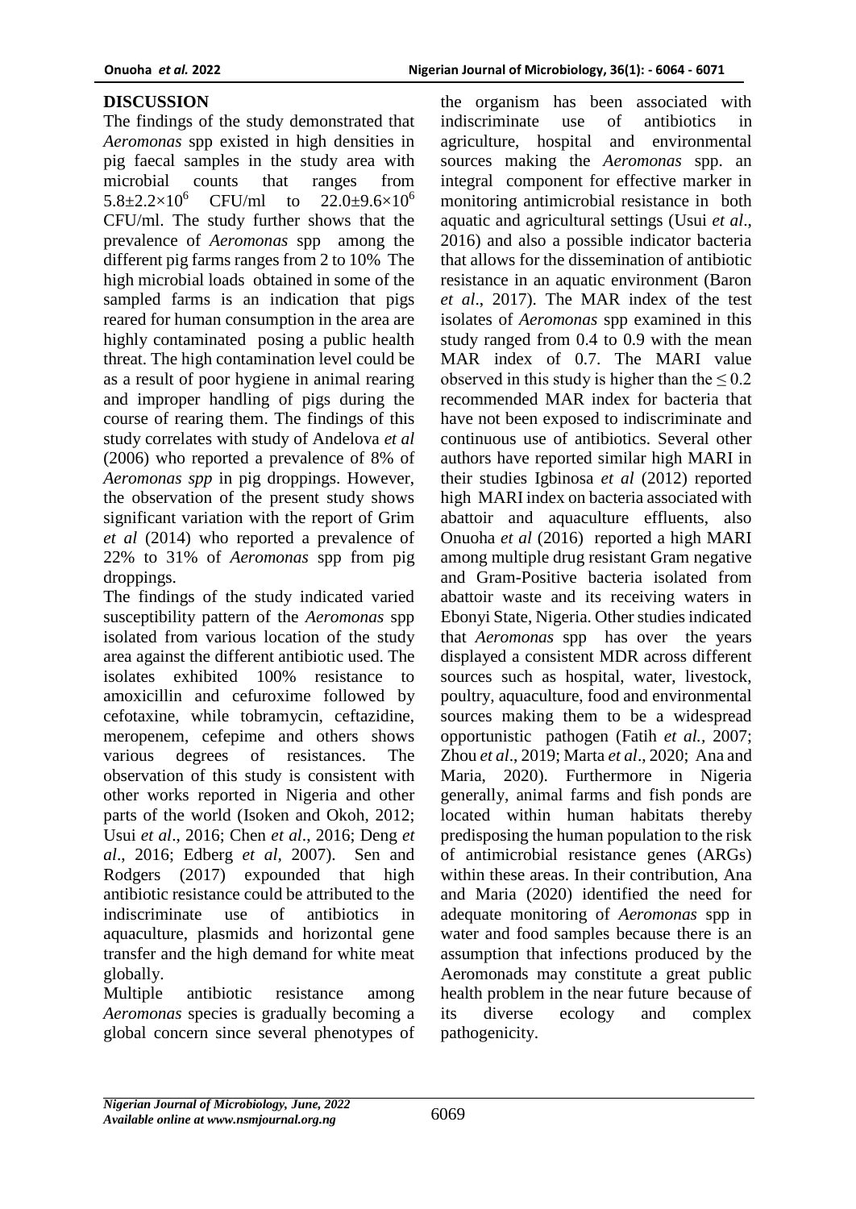## DISCUSSION

The findings of the study demonstrated that *Aeromonas* spp existed in high densities in pig faecal samples in the study area with microbial counts that ranges from $5.8\pm2.2\times10^6$ CFU/ml to $22.0\pm9.6\times10^6$ CFU/ml. The study further shows that the prevalence of *Aeromonas* spp among the different pig farms ranges from 2 to 10% The high microbial loads obtained in some of the sampled farms is an indication that pigs reared for human consumption in the area are highly contaminated posing a public health threat. The high contamination level could be as a result of poor hygiene in animal rearing and improper handling of pigs during the course of rearing them. The findings of this study correlates with study of Andelova *et al* (2006) who reported a prevalence of 8% of *Aeromonas spp* in pig droppings. However, the observation of the present study shows significant variation with the report of Grim *et al* (2014) who reported a prevalence of 22% to 31% of *Aeromonas* spp from pig droppings.

The findings of the study indicated varied susceptibility pattern of the *Aeromonas* spp isolated from various location of the study area against the different antibiotic used. The isolates exhibited 100% resistance to amoxicillin and cefuroxime followed by cefotaxine, while tobramycin, ceftazidine, meropenem, cefepime and others shows various degrees of resistances. The observation of this study is consistent with other works reported in Nigeria and other parts of the world (Isoken and Okoh, 2012; Usui *et al*., 2016; Chen *et al*., 2016; Deng *et al*., 2016; Edberg *et al*, 2007). Sen and Rodgers (2017) expounded that high antibiotic resistance could be attributed to the indiscriminate use of antibiotics in aquaculture, plasmids and horizontal gene transfer and the high demand for white meat globally.

Multiple antibiotic resistance among *Aeromonas* species is gradually becoming a global concern since several phenotypes of the organism has been associated with indiscriminate use of antibiotics in agriculture, hospital and environmental sources making the *Aeromonas* spp. an integral component for effective marker in monitoring antimicrobial resistance in both aquatic and agricultural settings (Usui *et al*., 2016) and also a possible indicator bacteria that allows for the dissemination of antibiotic resistance in an aquatic environment (Baron *et al*., 2017). The MAR index of the test isolates of *Aeromonas* spp examined in this study ranged from 0.4 to 0.9 with the mean MAR index of 0.7. The MARI value observed in this study is higher than the $\leq 0.2$ recommended MAR index for bacteria that have not been exposed to indiscriminate and continuous use of antibiotics. Several other authors have reported similar high MARI in their studies Igbinosa *et al* (2012) reported high MARI index on bacteria associated with abattoir and aquaculture effluents, also Onuoha *et al* (2016) reported a high MARI among multiple drug resistant Gram negative and Gram-Positive bacteria isolated from abattoir waste and its receiving waters in Ebonyi State, Nigeria. Other studies indicated that *Aeromonas* spp has over the years displayed a consistent MDR across different sources such as hospital, water, livestock, poultry, aquaculture, food and environmental sources making them to be a widespread opportunistic pathogen (Fatih *et al.,* 2007; Zhou *et al*., 2019; Marta *et al*., 2020; Ana and Maria, 2020). Furthermore in Nigeria generally, animal farms and fish ponds are located within human habitats thereby predisposing the human population to the risk of antimicrobial resistance genes (ARGs) within these areas. In their contribution, Ana and Maria (2020) identified the need for adequate monitoring of *Aeromonas* spp in water and food samples because there is an assumption that infections produced by the Aeromonads may constitute a great public health problem in the near future because of its diverse ecology and complex pathogenicity.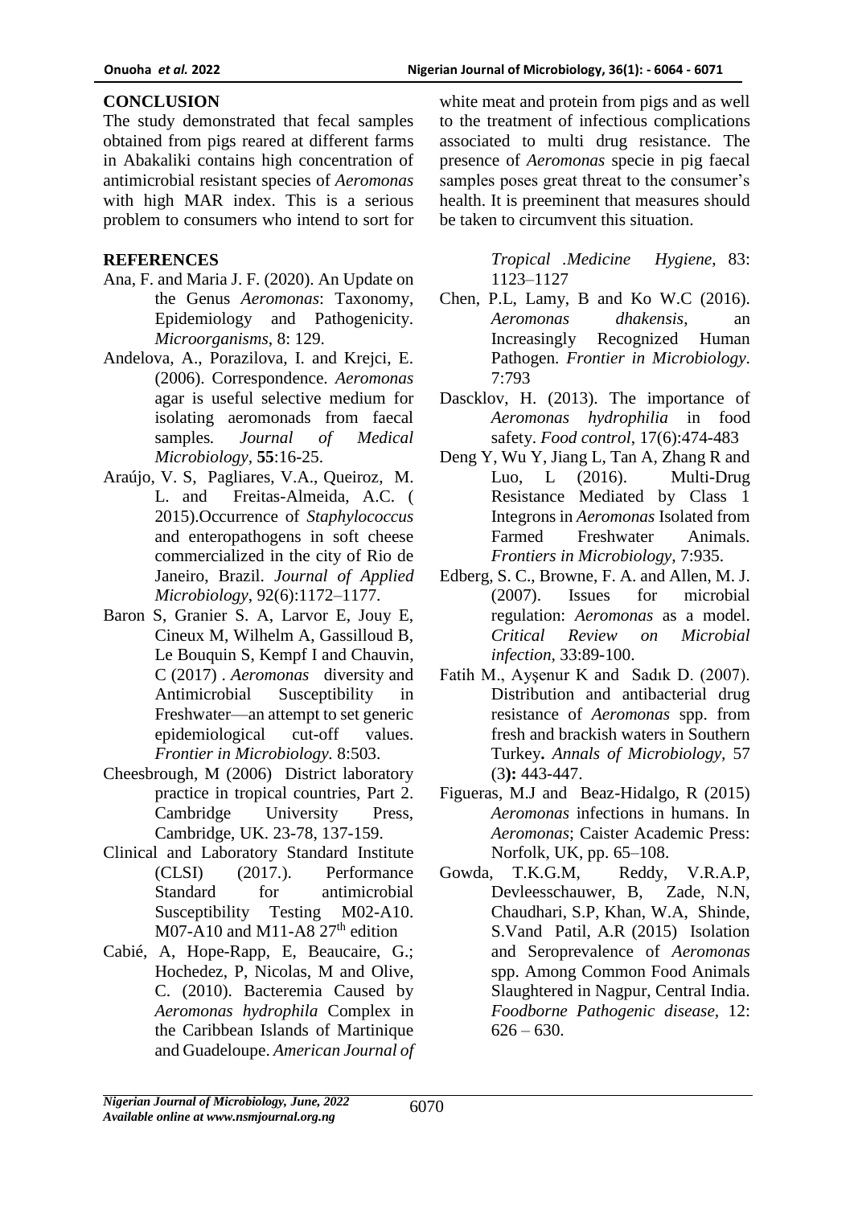## CONCLUSION

The study demonstrated that fecal samples obtained from pigs reared at different farms in Abakaliki contains high concentration of antimicrobial resistant species of *Aeromonas* with high MAR index. This is a serious problem to consumers who intend to sort for white meat and protein from pigs and as well to the treatment of infectious complications associated to multi drug resistance. The presence of *Aeromonas* specie in pig faecal samples poses great threat to the consumer's health. It is preeminent that measures should be taken to circumvent this situation.

## REFERENCES

Ana, F. and Maria J. F. (2020). An Update on the Genus *Aeromonas*: Taxonomy, Epidemiology and Pathogenicity. *Microorganisms*, 8: 129.

Andelova, A., Porazilova, I. and Krejci, E. (2006). Correspondence. *Aeromonas* agar is useful selective medium for isolating aeromonads from faecal samples. *Journal of Medical Microbiology*, **55**:16-25.

Araújo, V. S, Pagliares, V.A., Queiroz, M. L. and Freitas-Almeida, A.C. ( 2015).Occurrence of *Staphylococcus* and enteropathogens in soft cheese commercialized in the city of Rio de Janeiro, Brazil. *Journal of Applied Microbiology*, 92(6):1172–1177.

Baron S, Granier S. A, Larvor E, Jouy E, Cineux M, Wilhelm A, Gassilloud B, Le Bouquin S, Kempf I and Chauvin, C (2017) . *Aeromonas* diversity and Antimicrobial Susceptibility in Freshwater—an attempt to set generic epidemiological cut-off values. *Frontier in Microbiology.* 8:503.

Cheesbrough, M (2006) District laboratory practice in tropical countries, Part 2. Cambridge University Press, Cambridge, UK. 23-78, 137-159.

Clinical and Laboratory Standard Institute (CLSI) (2017.). Performance Standard for antimicrobial Susceptibility Testing M02-A10. M07-A10 and M11-A8 27th edition

Cabié, A, Hope-Rapp, E, Beaucaire, G.; Hochedez, P, Nicolas, M and Olive, C. (2010). Bacteremia Caused by *Aeromonas hydrophila* Complex in the Caribbean Islands of Martinique and Guadeloupe. *American Journal of Tropical .Medicine Hygiene*, 83: 1123–1127

Chen, P.L, Lamy, B and Ko W.C (2016). *Aeromonas dhakensis*, an Increasingly Recognized Human Pathogen. *Frontier in Microbiology*. 7:793

Dascklov, H. (2013). The importance of *Aeromonas hydrophilia* in food safety. *Food control*, 17(6):474-483

Deng Y, Wu Y, Jiang L, Tan A, Zhang R and Luo, L (2016). Multi-Drug Resistance Mediated by Class 1 Integrons in *Aeromonas* Isolated from Farmed Freshwater Animals. *Frontiers in Microbiology*, 7:935.

Edberg, S. C., Browne, F. A. and Allen, M. J. (2007). Issues for microbial regulation: *Aeromonas* as a model. *Critical Review on Microbial infection*, 33:89-100.

Fatih M., Ayşenur K and Sadık D. (2007). Distribution and antibacterial drug resistance of *Aeromonas* spp. from fresh and brackish waters in Southern Turkey**.** *Annals of Microbiology*, 57 (3**):** 443-447.

Figueras, M.J and Beaz-Hidalgo, R (2015) *Aeromonas* infections in humans. In *Aeromonas*; Caister Academic Press: Norfolk, UK, pp. 65–108.

Gowda, T.K.G.M, Reddy, V.R.A.P, Devleesschauwer, B, Zade, N.N, Chaudhari, S.P, Khan, W.A, Shinde, S.Vand Patil, A.R (2015) Isolation and Seroprevalence of *Aeromonas* spp. Among Common Food Animals Slaughtered in Nagpur, Central India. *Foodborne Pathogenic disease*, 12: 626 – 630.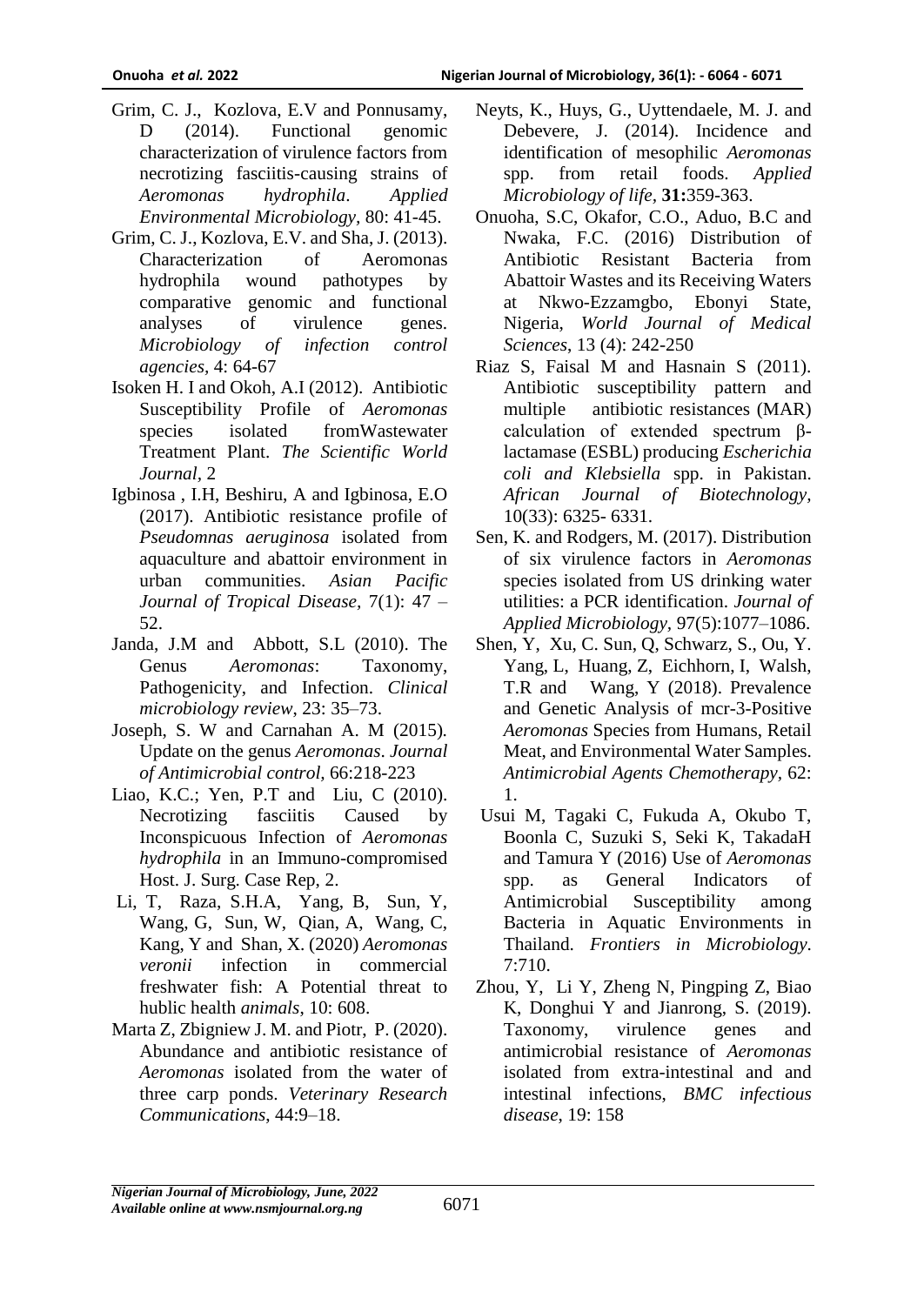Grim, C. J., Kozlova, E.V and Ponnusamy, D (2014). Functional genomic characterization of virulence factors from necrotizing fasciitis-causing strains of *Aeromonas hydrophila*. *Applied Environmental Microbiology*, 80: 41-45.

Grim, C. J., Kozlova, E.V. and Sha, J. (2013). Characterization of Aeromonas hydrophila wound pathotypes by comparative genomic and functional analyses of virulence genes. *Microbiology of infection control agencies*, 4: 64-67

Isoken H. I and Okoh, A.I (2012). Antibiotic Susceptibility Profile of *Aeromonas* species isolated fromWastewater Treatment Plant. *The Scientific World Journal*, 2

Igbinosa , I.H, Beshiru, A and Igbinosa, E.O (2017). Antibiotic resistance profile of *Pseudomnas aeruginosa* isolated from aquaculture and abattoir environment in urban communities. *Asian Pacific Journal of Tropical Disease*, 7(1): 47 – 52.

Janda, J.M and Abbott, S.L (2010). The Genus *Aeromonas*: Taxonomy, Pathogenicity, and Infection. *Clinical microbiology review*, 23: 35–73.

Joseph, S. W and Carnahan A. M (2015). Update on the genus *Aeromonas*. *Journal of Antimicrobial control*, 66:218-223

Liao, K.C.; Yen, P.T and Liu, C (2010). Necrotizing fasciitis Caused by Inconspicuous Infection of *Aeromonas hydrophila* in an Immuno-compromised Host. J. Surg. Case Rep, 2.

Li, T, Raza, S.H.A, Yang, B, Sun, Y, Wang, G, Sun, W, Qian, A, Wang, C, Kang, Y and Shan, X. (2020) *Aeromonas veronii* infection in commercial freshwater fish: A Potential threat to hublic health *animals*, 10: 608.

Marta Z, Zbigniew J. M. and Piotr, P. (2020). Abundance and antibiotic resistance of *Aeromonas* isolated from the water of three carp ponds. *Veterinary Research Communications*, 44:9–18.

Neyts, K., Huys, G., Uyttendaele, M. J. and Debevere, J. (2014). Incidence and identification of mesophilic *Aeromonas* spp. from retail foods. *Applied Microbiology of life*, **31:**359-363.

Onuoha, S.C, Okafor, C.O., Aduo, B.C and Nwaka, F.C. (2016) Distribution of Antibiotic Resistant Bacteria from Abattoir Wastes and its Receiving Waters at Nkwo-Ezzamgbo, Ebonyi State, Nigeria, *World Journal of Medical Sciences*, 13 (4): 242-250

Riaz S, Faisal M and Hasnain S (2011). Antibiotic susceptibility pattern and multiple antibiotic resistances (MAR) calculation of extended spectrum β-lactamase (ESBL) producing *Escherichia coli and Klebsiella* spp. in Pakistan. *African Journal of Biotechnology*, 10(33): 6325- 6331.

Sen, K. and Rodgers, M. (2017). Distribution of six virulence factors in *Aeromonas* species isolated from US drinking water utilities: a PCR identification. *Journal of Applied Microbiology*, 97(5):1077–1086.

Shen, Y, Xu, C. Sun, Q, Schwarz, S., Ou, Y. Yang, L, Huang, Z, Eichhorn, I, Walsh, T.R and Wang, Y (2018). Prevalence and Genetic Analysis of mcr-3-Positive *Aeromonas* Species from Humans, Retail Meat, and Environmental Water Samples. *Antimicrobial Agents Chemotherapy*, 62: 1.

Usui M, Tagaki C, Fukuda A, Okubo T, Boonla C, Suzuki S, Seki K, TakadaH and Tamura Y (2016) Use of *Aeromonas* spp. as General Indicators of Antimicrobial Susceptibility among Bacteria in Aquatic Environments in Thailand. *Frontiers in Microbiology*. 7:710.

Zhou, Y, Li Y, Zheng N, Pingping Z, Biao K, Donghui Y and Jianrong, S. (2019). Taxonomy, virulence genes and antimicrobial resistance of *Aeromonas* isolated from extra-intestinal and and intestinal infections, *BMC infectious disease*, 19: 158